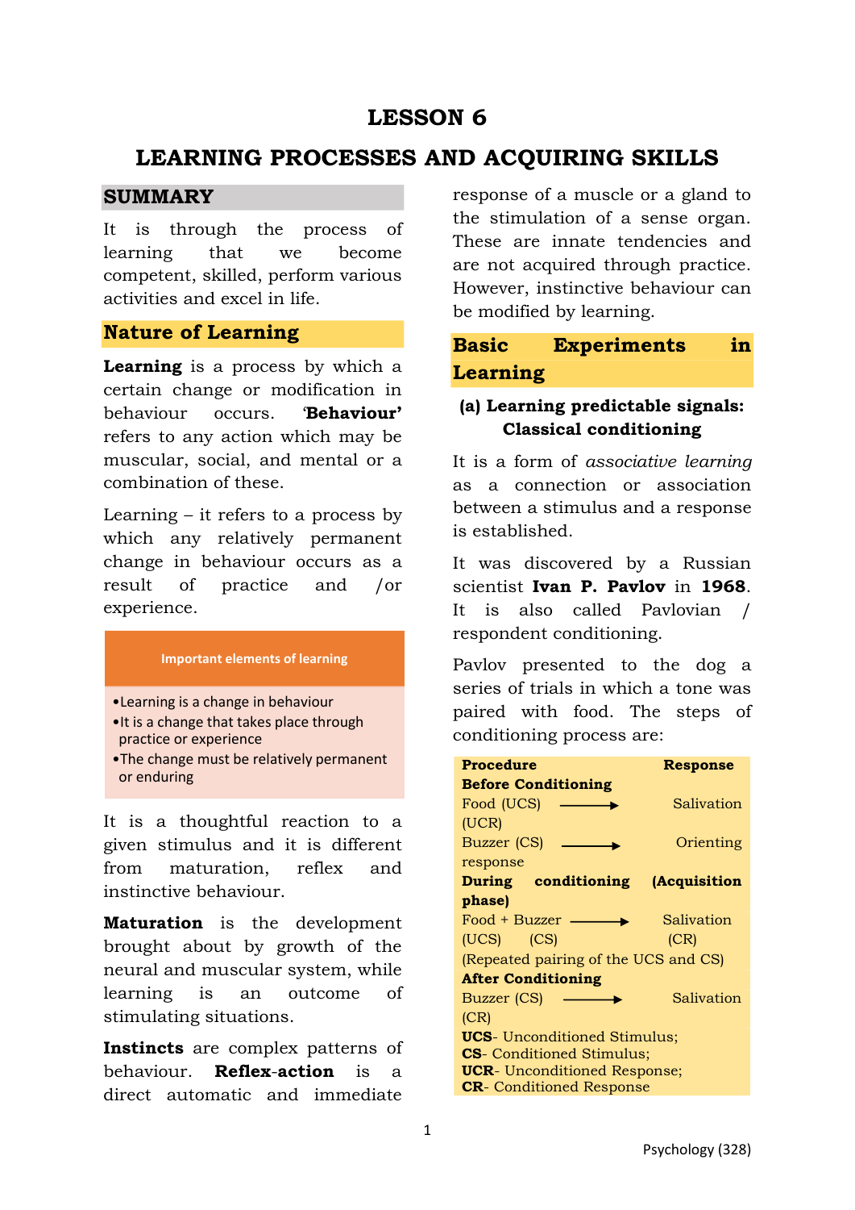# LESSON 6

# LEARNING PROCESSES AND ACQUIRING SKILLS

## SUMMARY

It is through the process of learning that we become competent, skilled, perform various activities and excel in life.

## Nature of Learning

**Learning** is a process by which a certain change or modification in behaviour occurs. '**Behaviour'** refers to any action which may be muscular, social, and mental or a combination of these.

Learning – it refers to a process by which any relatively permanent change in behaviour occurs as a result of practice and /or experience.

**Important elements of learning**

- Learning is a change in behaviour
- It is a change that takes place through practice or experience
- The change must be relatively permanent or enduring

It is a thoughtful reaction to a given stimulus and it is different from maturation, reflex and instinctive behaviour.

**Maturation** is the development brought about by growth of the neural and muscular system, while learning is an outcome of stimulating situations.

**Instincts** are complex patterns of behaviour. **Reflex-action** is a direct automatic and immediate response of a muscle or a gland to the stimulation of a sense organ. These are innate tendencies and are not acquired through practice. However, instinctive behaviour can be modified by learning.

## Basic Experiments in Learning

### (a) Learning predictable signals: Classical conditioning

It is a form of *associative learning* as a connection or association between a stimulus and a response is established.

It was discovered by a Russian scientist **Ivan P. Pavlov** in **1968**. It is also called Pavlovian / respondent conditioning.

Pavlov presented to the dog a series of trials in which a tone was paired with food. The steps of conditioning process are:

| Procedure | | Response |
|---|---|---|
| **Before Conditioning** | | |
| Food (UCS) | ⟶ | Salivation (UCR) |
| Buzzer (CS) | ⟶ | Orienting response |
| **During conditioning (Acquisition phase)** | | |
| Food + Buzzer (UCS) (CS) | ⟶ | Salivation (CR) |
| (Repeated pairing of the UCS and CS) | | |
| **After Conditioning** | | |
| Buzzer (CS) | ⟶ | Salivation (CR) |

**UCS**- Unconditioned Stimulus;
**CS**- Conditioned Stimulus;
**UCR**- Unconditioned Response;
**CR**- Conditioned Response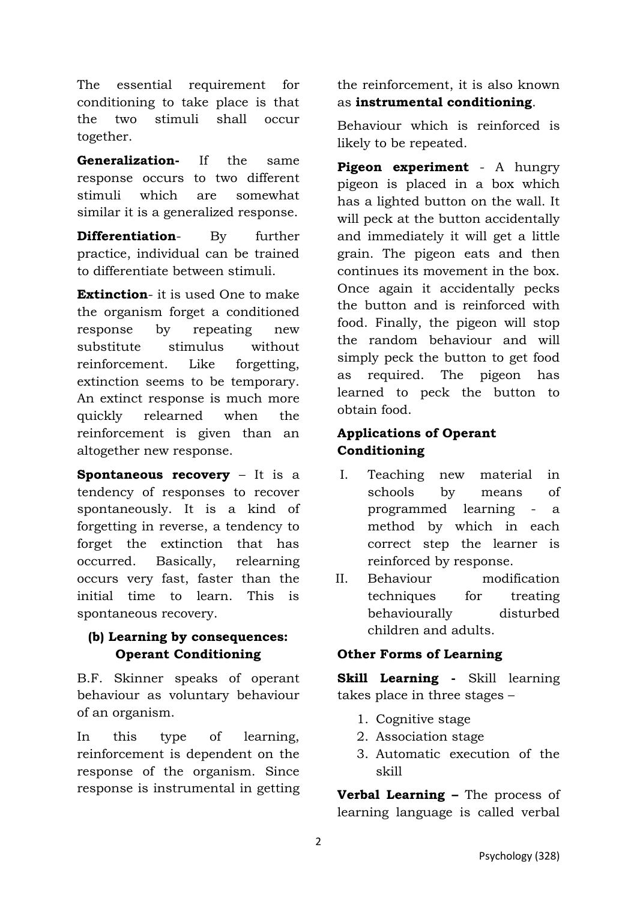The essential requirement for conditioning to take place is that the two stimuli shall occur together.

**Generalization-** If the same response occurs to two different stimuli which are somewhat similar it is a generalized response.

**Differentiation**- By further practice, individual can be trained to differentiate between stimuli.

**Extinction**- it is used One to make the organism forget a conditioned response by repeating new substitute stimulus without reinforcement. Like forgetting, extinction seems to be temporary. An extinct response is much more quickly relearned when the reinforcement is given than an altogether new response.

**Spontaneous recovery** – It is a tendency of responses to recover spontaneously. It is a kind of forgetting in reverse, a tendency to forget the extinction that has occurred. Basically, relearning occurs very fast, faster than the initial time to learn. This is spontaneous recovery.

### (b) Learning by consequences: Operant Conditioning

B.F. Skinner speaks of operant behaviour as voluntary behaviour of an organism.

In this type of learning, reinforcement is dependent on the response of the organism. Since response is instrumental in getting the reinforcement, it is also known as **instrumental conditioning**.

Behaviour which is reinforced is likely to be repeated.

**Pigeon experiment** - A hungry pigeon is placed in a box which has a lighted button on the wall. It will peck at the button accidentally and immediately it will get a little grain. The pigeon eats and then continues its movement in the box. Once again it accidentally pecks the button and is reinforced with food. Finally, the pigeon will stop the random behaviour and will simply peck the button to get food as required. The pigeon has learned to peck the button to obtain food.

**Applications of Operant Conditioning**

I. Teaching new material in schools by means of programmed learning - a method by which in each correct step the learner is reinforced by response.
II. Behaviour modification techniques for treating behaviourally disturbed children and adults.

**Other Forms of Learning**

**Skill Learning -** Skill learning takes place in three stages –

1. Cognitive stage
2. Association stage
3. Automatic execution of the skill

**Verbal Learning –** The process of learning language is called verbal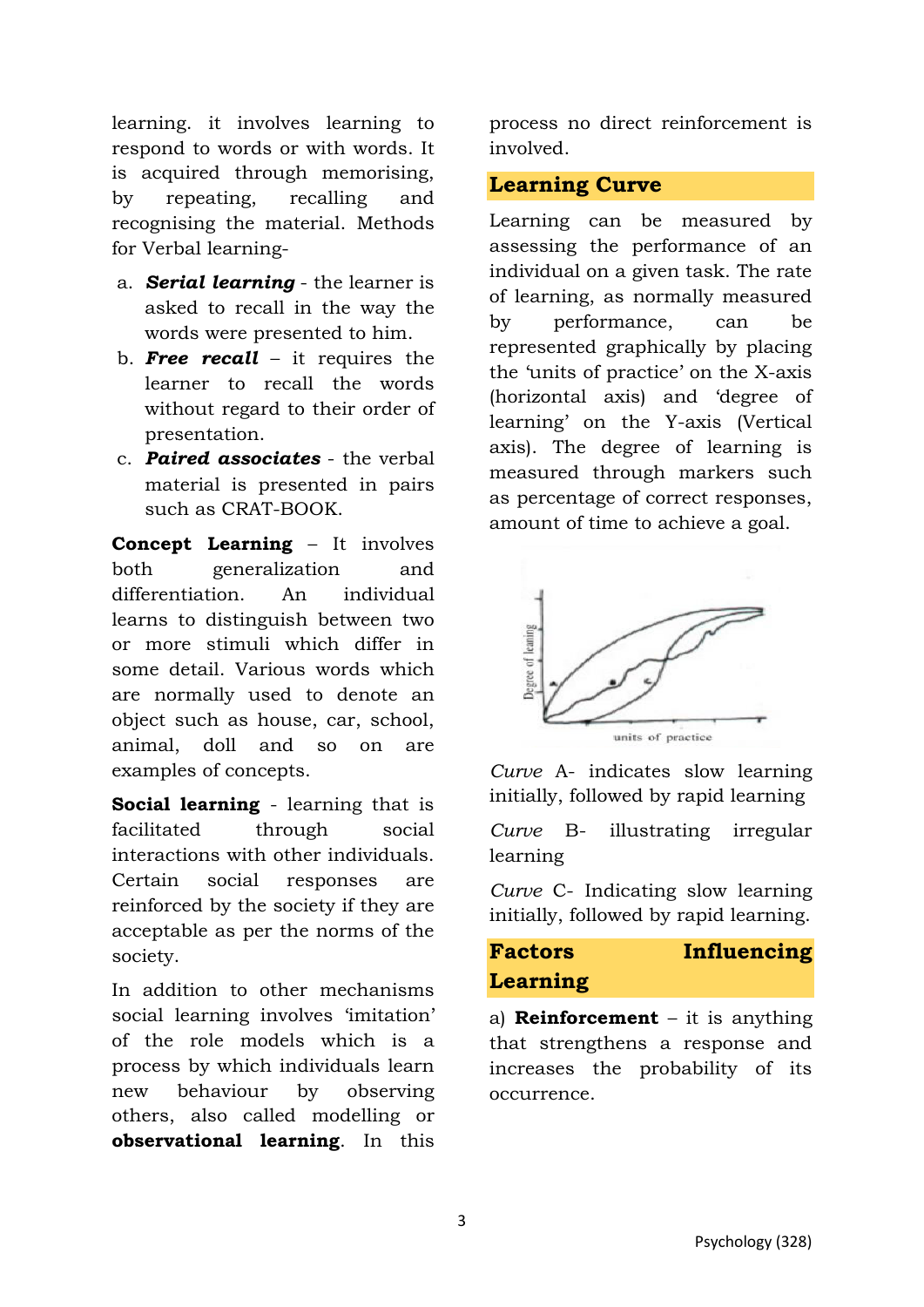learning. it involves learning to respond to words or with words. It is acquired through memorising, by repeating, recalling and recognising the material. Methods for Verbal learning-

a. ***Serial learning*** - the learner is asked to recall in the way the words were presented to him.
b. ***Free recall*** – it requires the learner to recall the words without regard to their order of presentation.
c. ***Paired associates*** - the verbal material is presented in pairs such as CRAT-BOOK.

**Concept Learning** – It involves both generalization and differentiation. An individual learns to distinguish between two or more stimuli which differ in some detail. Various words which are normally used to denote an object such as house, car, school, animal, doll and so on are examples of concepts.

**Social learning** - learning that is facilitated through social interactions with other individuals. Certain social responses are reinforced by the society if they are acceptable as per the norms of the society.

In addition to other mechanisms social learning involves 'imitation' of the role models which is a process by which individuals learn new behaviour by observing others, also called modelling or **observational learning**. In this process no direct reinforcement is involved.

## Learning Curve

Learning can be measured by assessing the performance of an individual on a given task. The rate of learning, as normally measured by performance, can be represented graphically by placing the 'units of practice' on the X-axis (horizontal axis) and 'degree of learning' on the Y-axis (Vertical axis). The degree of learning is measured through markers such as percentage of correct responses, amount of time to achieve a goal.

*Curve* A- indicates slow learning initially, followed by rapid learning

*Curve* B- illustrating irregular learning

*Curve* C- Indicating slow learning initially, followed by rapid learning.

## Factors Influencing Learning

a) **Reinforcement** – it is anything that strengthens a response and increases the probability of its occurrence.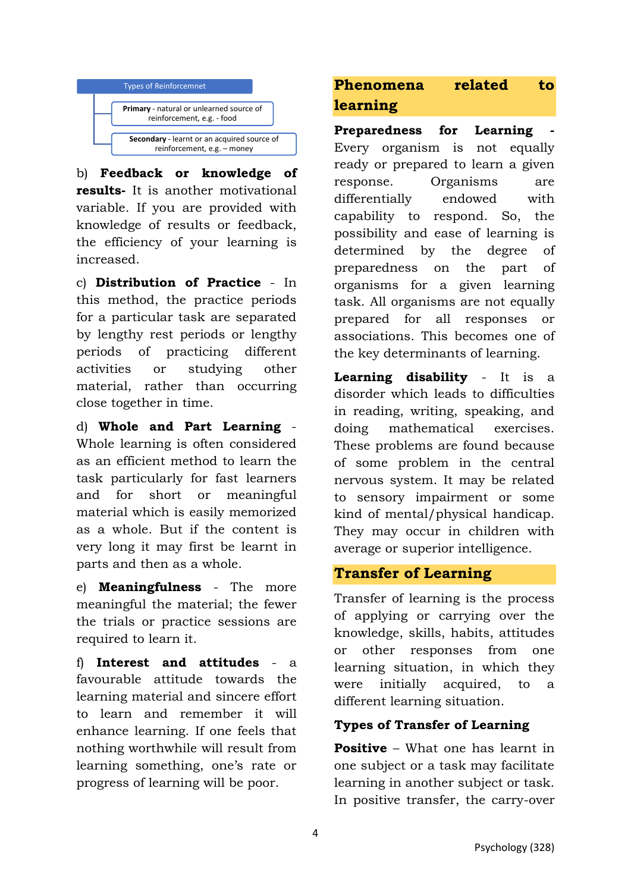**Types of Reinforcemnet**

- **Primary** - natural or unlearned source of reinforcement, e.g. - food
- **Secondary** - learnt or an acquired source of reinforcement, e.g. – money

b) **Feedback or knowledge of results-** It is another motivational variable. If you are provided with knowledge of results or feedback, the efficiency of your learning is increased.

c) **Distribution of Practice** - In this method, the practice periods for a particular task are separated by lengthy rest periods or lengthy periods of practicing different activities or studying other material, rather than occurring close together in time.

d) **Whole and Part Learning** - Whole learning is often considered as an efficient method to learn the task particularly for fast learners and for short or meaningful material which is easily memorized as a whole. But if the content is very long it may first be learnt in parts and then as a whole.

e) **Meaningfulness** - The more meaningful the material; the fewer the trials or practice sessions are required to learn it.

f) **Interest and attitudes** - a favourable attitude towards the learning material and sincere effort to learn and remember it will enhance learning. If one feels that nothing worthwhile will result from learning something, one's rate or progress of learning will be poor.

## Phenomena related to learning

**Preparedness for Learning** - Every organism is not equally ready or prepared to learn a given response. Organisms are differentially endowed with capability to respond. So, the possibility and ease of learning is determined by the degree of preparedness on the part of organisms for a given learning task. All organisms are not equally prepared for all responses or associations. This becomes one of the key determinants of learning.

**Learning disability** - It is a disorder which leads to difficulties in reading, writing, speaking, and doing mathematical exercises. These problems are found because of some problem in the central nervous system. It may be related to sensory impairment or some kind of mental/physical handicap. They may occur in children with average or superior intelligence.

## Transfer of Learning

Transfer of learning is the process of applying or carrying over the knowledge, skills, habits, attitudes or other responses from one learning situation, in which they were initially acquired, to a different learning situation.

### Types of Transfer of Learning

**Positive** – What one has learnt in one subject or a task may facilitate learning in another subject or task. In positive transfer, the carry-over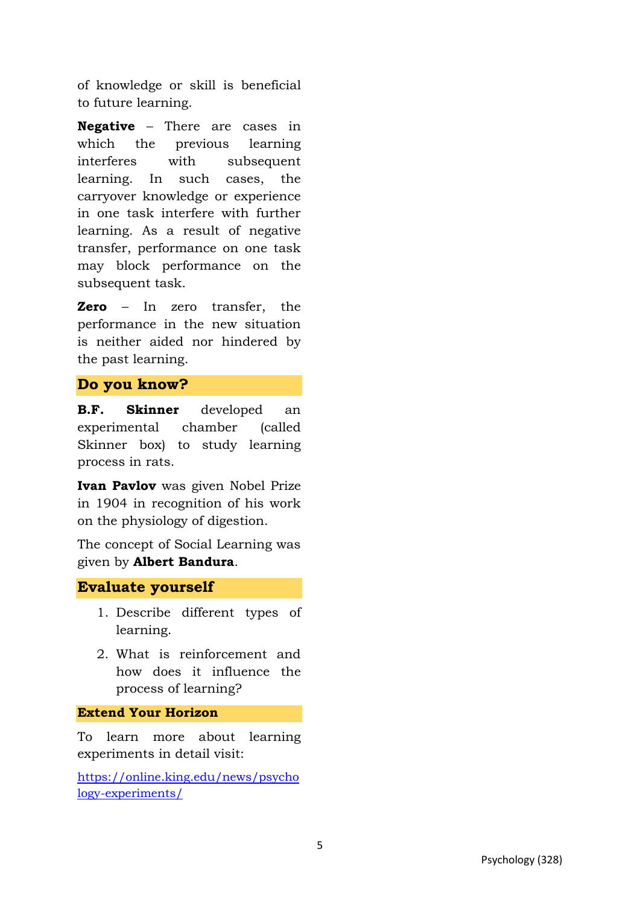of knowledge or skill is beneficial to future learning.

**Negative** – There are cases in which the previous learning interferes with subsequent learning. In such cases, the carryover knowledge or experience in one task interfere with further learning. As a result of negative transfer, performance on one task may block performance on the subsequent task.

**Zero** – In zero transfer, the performance in the new situation is neither aided nor hindered by the past learning.

## Do you know?

**B.F. Skinner** developed an experimental chamber (called Skinner box) to study learning process in rats.

**Ivan Pavlov** was given Nobel Prize in 1904 in recognition of his work on the physiology of digestion.

The concept of Social Learning was given by **Albert Bandura**.

## Evaluate yourself

1. Describe different types of learning.
2. What is reinforcement and how does it influence the process of learning?

## Extend Your Horizon

To learn more about learning experiments in detail visit:

[https://online.king.edu/news/psychology-experiments/](https://online.king.edu/news/psychology-experiments/)